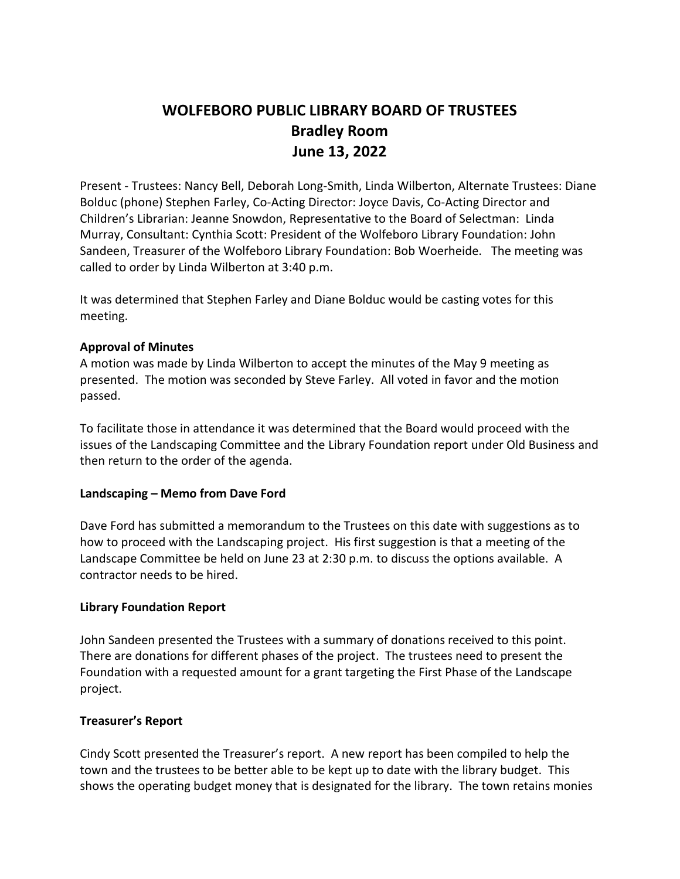# WOLFEBORO PUBLIC LIBRARY BOARD OF TRUSTEES
## Bradley Room
## June 13, 2022

Present - Trustees: Nancy Bell, Deborah Long-Smith, Linda Wilberton, Alternate Trustees: Diane Bolduc (phone) Stephen Farley, Co-Acting Director: Joyce Davis, Co-Acting Director and Children's Librarian: Jeanne Snowdon, Representative to the Board of Selectman: Linda Murray, Consultant: Cynthia Scott: President of the Wolfeboro Library Foundation: John Sandeen, Treasurer of the Wolfeboro Library Foundation: Bob Woerheide. The meeting was called to order by Linda Wilberton at 3:40 p.m.

It was determined that Stephen Farley and Diane Bolduc would be casting votes for this meeting.

**Approval of Minutes**
A motion was made by Linda Wilberton to accept the minutes of the May 9 meeting as presented. The motion was seconded by Steve Farley. All voted in favor and the motion passed.

To facilitate those in attendance it was determined that the Board would proceed with the issues of the Landscaping Committee and the Library Foundation report under Old Business and then return to the order of the agenda.

**Landscaping – Memo from Dave Ford**

Dave Ford has submitted a memorandum to the Trustees on this date with suggestions as to how to proceed with the Landscaping project. His first suggestion is that a meeting of the Landscape Committee be held on June 23 at 2:30 p.m. to discuss the options available. A contractor needs to be hired.

**Library Foundation Report**

John Sandeen presented the Trustees with a summary of donations received to this point. There are donations for different phases of the project. The trustees need to present the Foundation with a requested amount for a grant targeting the First Phase of the Landscape project.

**Treasurer's Report**

Cindy Scott presented the Treasurer's report. A new report has been compiled to help the town and the trustees to be better able to be kept up to date with the library budget. This shows the operating budget money that is designated for the library. The town retains monies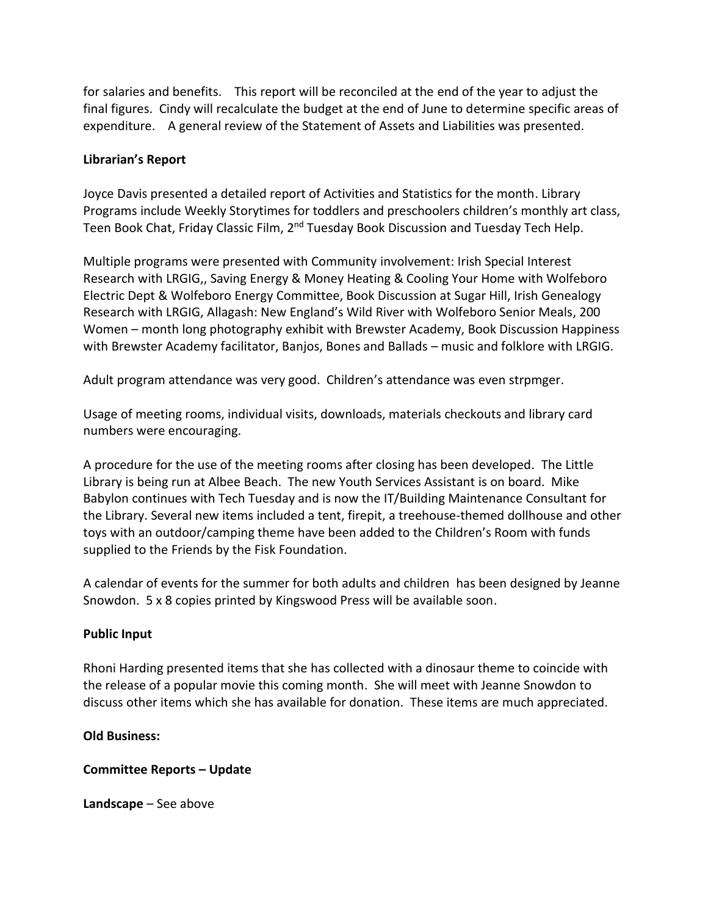for salaries and benefits.   This report will be reconciled at the end of the year to adjust the final figures.  Cindy will recalculate the budget at the end of June to determine specific areas of expenditure.   A general review of the Statement of Assets and Liabilities was presented.

**Librarian's Report**

Joyce Davis presented a detailed report of Activities and Statistics for the month. Library Programs include Weekly Storytimes for toddlers and preschoolers children's monthly art class, Teen Book Chat, Friday Classic Film, 2nd Tuesday Book Discussion and Tuesday Tech Help.

Multiple programs were presented with Community involvement: Irish Special Interest Research with LRGIG,, Saving Energy & Money Heating & Cooling Your Home with Wolfeboro Electric Dept & Wolfeboro Energy Committee, Book Discussion at Sugar Hill, Irish Genealogy Research with LRGIG, Allagash: New England's Wild River with Wolfeboro Senior Meals, 200 Women – month long photography exhibit with Brewster Academy, Book Discussion Happiness with Brewster Academy facilitator, Banjos, Bones and Ballads – music and folklore with LRGIG.

Adult program attendance was very good.  Children's attendance was even strpmger.

Usage of meeting rooms, individual visits, downloads, materials checkouts and library card numbers were encouraging.

A procedure for the use of the meeting rooms after closing has been developed.  The Little Library is being run at Albee Beach.  The new Youth Services Assistant is on board.  Mike Babylon continues with Tech Tuesday and is now the IT/Building Maintenance Consultant for the Library. Several new items included a tent, firepit, a treehouse-themed dollhouse and other toys with an outdoor/camping theme have been added to the Children's Room with funds supplied to the Friends by the Fisk Foundation.

A calendar of events for the summer for both adults and children  has been designed by Jeanne Snowdon.  5 x 8 copies printed by Kingswood Press will be available soon.

**Public Input**

Rhoni Harding presented items that she has collected with a dinosaur theme to coincide with the release of a popular movie this coming month.  She will meet with Jeanne Snowdon to discuss other items which she has available for donation.  These items are much appreciated.

**Old Business:**

**Committee Reports – Update**

**Landscape** – See above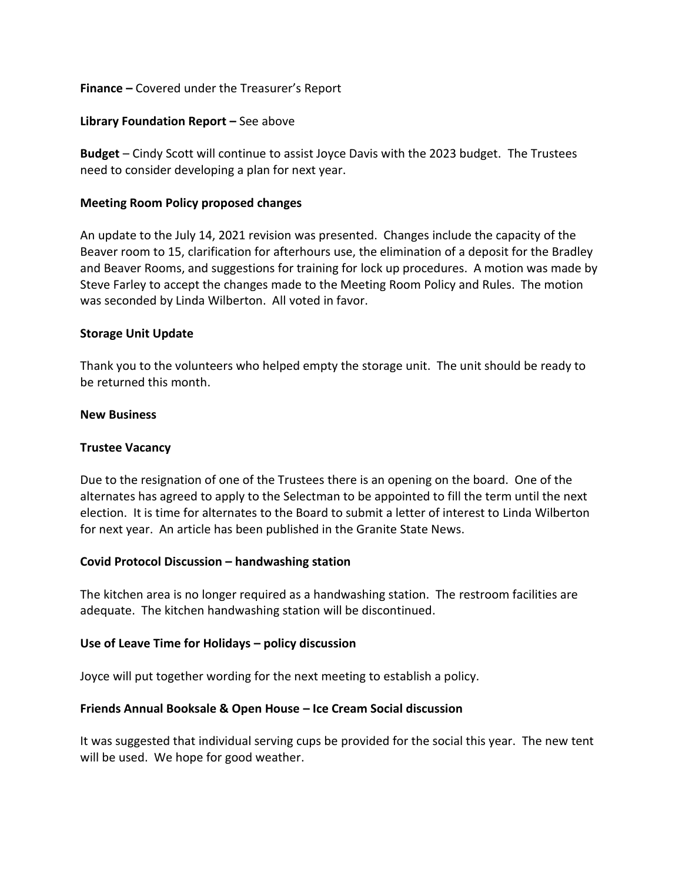**Finance –** Covered under the Treasurer's Report

**Library Foundation Report –** See above

**Budget** – Cindy Scott will continue to assist Joyce Davis with the 2023 budget. The Trustees need to consider developing a plan for next year.

**Meeting Room Policy proposed changes**

An update to the July 14, 2021 revision was presented. Changes include the capacity of the Beaver room to 15, clarification for afterhours use, the elimination of a deposit for the Bradley and Beaver Rooms, and suggestions for training for lock up procedures. A motion was made by Steve Farley to accept the changes made to the Meeting Room Policy and Rules. The motion was seconded by Linda Wilberton. All voted in favor.

**Storage Unit Update**

Thank you to the volunteers who helped empty the storage unit. The unit should be ready to be returned this month.

**New Business**

**Trustee Vacancy**

Due to the resignation of one of the Trustees there is an opening on the board. One of the alternates has agreed to apply to the Selectman to be appointed to fill the term until the next election. It is time for alternates to the Board to submit a letter of interest to Linda Wilberton for next year. An article has been published in the Granite State News.

**Covid Protocol Discussion – handwashing station**

The kitchen area is no longer required as a handwashing station. The restroom facilities are adequate. The kitchen handwashing station will be discontinued.

**Use of Leave Time for Holidays – policy discussion**

Joyce will put together wording for the next meeting to establish a policy.

**Friends Annual Booksale & Open House – Ice Cream Social discussion**

It was suggested that individual serving cups be provided for the social this year. The new tent will be used. We hope for good weather.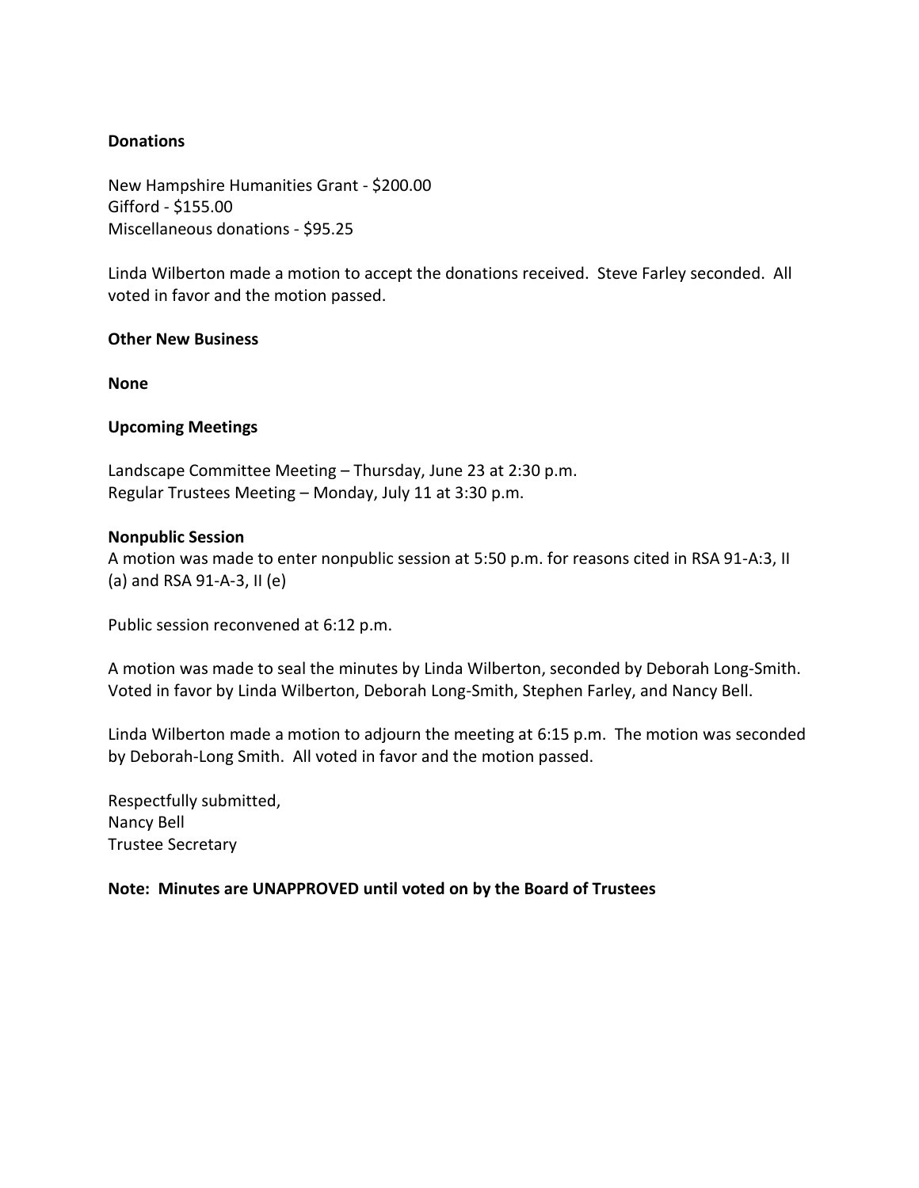**Donations**

New Hampshire Humanities Grant - $200.00
Gifford - $155.00
Miscellaneous donations - $95.25

Linda Wilberton made a motion to accept the donations received. Steve Farley seconded. All voted in favor and the motion passed.

**Other New Business**

**None**

**Upcoming Meetings**

Landscape Committee Meeting – Thursday, June 23 at 2:30 p.m.
Regular Trustees Meeting – Monday, July 11 at 3:30 p.m.

**Nonpublic Session**

A motion was made to enter nonpublic session at 5:50 p.m. for reasons cited in RSA 91-A:3, II (a) and RSA 91-A-3, II (e)

Public session reconvened at 6:12 p.m.

A motion was made to seal the minutes by Linda Wilberton, seconded by Deborah Long-Smith. Voted in favor by Linda Wilberton, Deborah Long-Smith, Stephen Farley, and Nancy Bell.

Linda Wilberton made a motion to adjourn the meeting at 6:15 p.m. The motion was seconded by Deborah-Long Smith. All voted in favor and the motion passed.

Respectfully submitted,
Nancy Bell
Trustee Secretary

**Note: Minutes are UNAPPROVED until voted on by the Board of Trustees**